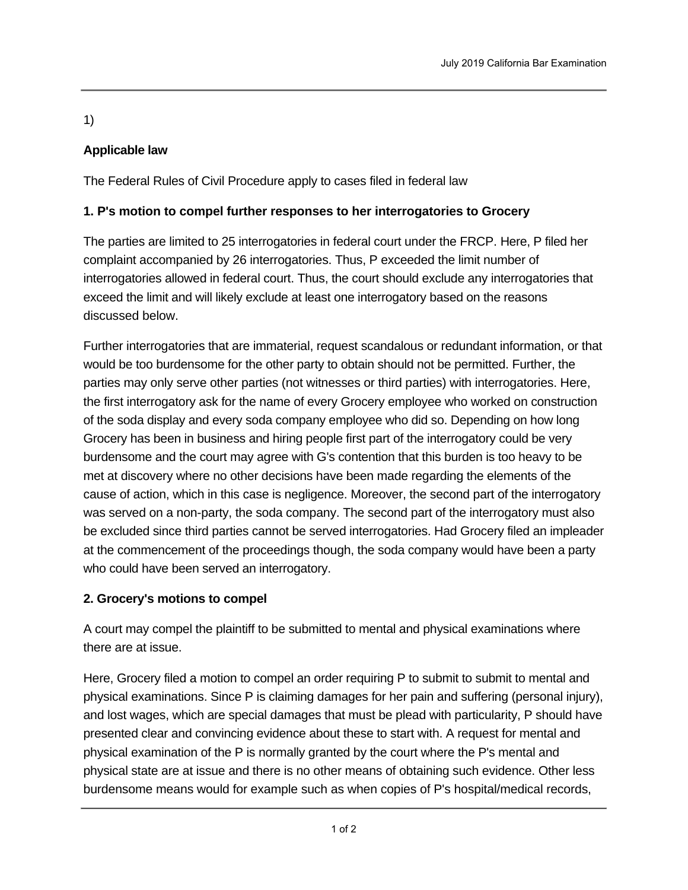1)

**Applicable law**

The Federal Rules of Civil Procedure apply to cases filed in federal law

**1. P's motion to compel further responses to her interrogatories to Grocery**

The parties are limited to 25 interrogatories in federal court under the FRCP. Here, P filed her complaint accompanied by 26 interrogatories. Thus, P exceeded the limit number of interrogatories allowed in federal court. Thus, the court should exclude any interrogatories that exceed the limit and will likely exclude at least one interrogatory based on the reasons discussed below.

Further interrogatories that are immaterial, request scandalous or redundant information, or that would be too burdensome for the other party to obtain should not be permitted. Further, the parties may only serve other parties (not witnesses or third parties) with interrogatories. Here, the first interrogatory ask for the name of every Grocery employee who worked on construction of the soda display and every soda company employee who did so. Depending on how long Grocery has been in business and hiring people first part of the interrogatory could be very burdensome and the court may agree with G's contention that this burden is too heavy to be met at discovery where no other decisions have been made regarding the elements of the cause of action, which in this case is negligence. Moreover, the second part of the interrogatory was served on a non-party, the soda company. The second part of the interrogatory must also be excluded since third parties cannot be served interrogatories. Had Grocery filed an impleader at the commencement of the proceedings though, the soda company would have been a party who could have been served an interrogatory.

**2. Grocery's motions to compel**

A court may compel the plaintiff to be submitted to mental and physical examinations where there are at issue.

Here, Grocery filed a motion to compel an order requiring P to submit to submit to mental and physical examinations. Since P is claiming damages for her pain and suffering (personal injury), and lost wages, which are special damages that must be plead with particularity, P should have presented clear and convincing evidence about these to start with. A request for mental and physical examination of the P is normally granted by the court where the P's mental and physical state are at issue and there is no other means of obtaining such evidence. Other less burdensome means would for example such as when copies of P's hospital/medical records,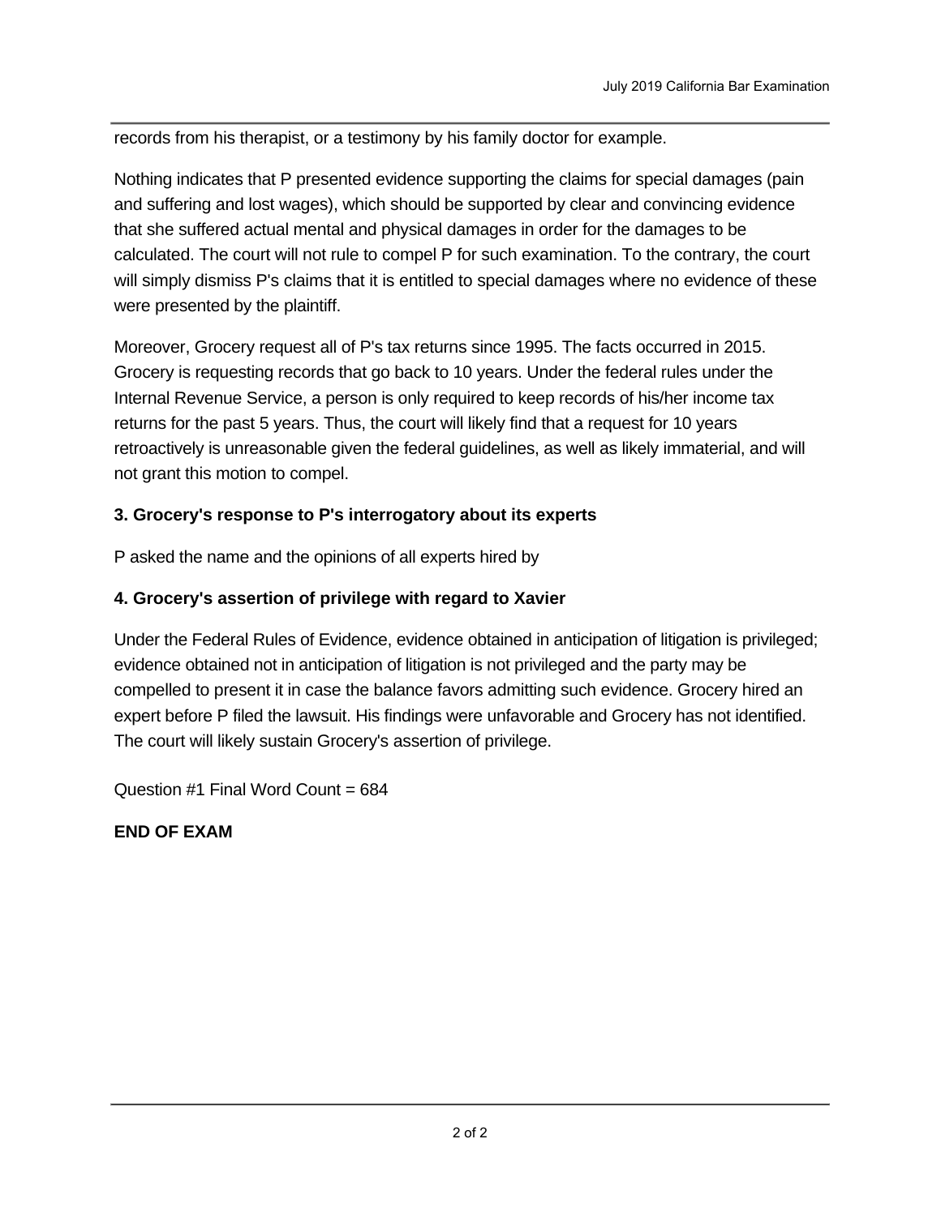records from his therapist, or a testimony by his family doctor for example.

Nothing indicates that P presented evidence supporting the claims for special damages (pain and suffering and lost wages), which should be supported by clear and convincing evidence that she suffered actual mental and physical damages in order for the damages to be calculated. The court will not rule to compel P for such examination. To the contrary, the court will simply dismiss P's claims that it is entitled to special damages where no evidence of these were presented by the plaintiff.

Moreover, Grocery request all of P's tax returns since 1995. The facts occurred in 2015. Grocery is requesting records that go back to 10 years. Under the federal rules under the Internal Revenue Service, a person is only required to keep records of his/her income tax returns for the past 5 years. Thus, the court will likely find that a request for 10 years retroactively is unreasonable given the federal guidelines, as well as likely immaterial, and will not grant this motion to compel.

**3. Grocery's response to P's interrogatory about its experts**

P asked the name and the opinions of all experts hired by

**4. Grocery's assertion of privilege with regard to Xavier**

Under the Federal Rules of Evidence, evidence obtained in anticipation of litigation is privileged; evidence obtained not in anticipation of litigation is not privileged and the party may be compelled to present it in case the balance favors admitting such evidence. Grocery hired an expert before P filed the lawsuit. His findings were unfavorable and Grocery has not identified. The court will likely sustain Grocery's assertion of privilege.

Question #1 Final Word Count = 684

**END OF EXAM**